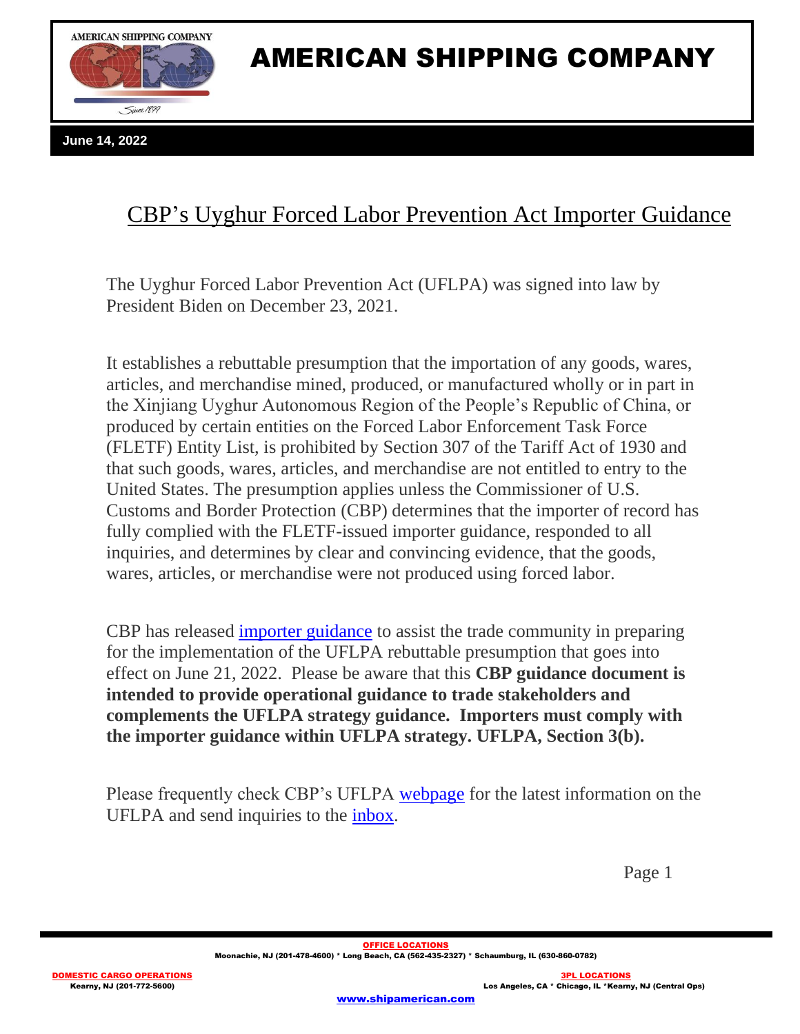# AMERICAN SHIPPING COMPANY

**June 14, 2022**

## CBP's Uyghur Forced Labor Prevention Act Importer Guidance

The Uyghur Forced Labor Prevention Act (UFLPA) was signed into law by President Biden on December 23, 2021.

It establishes a rebuttable presumption that the importation of any goods, wares, articles, and merchandise mined, produced, or manufactured wholly or in part in the Xinjiang Uyghur Autonomous Region of the People's Republic of China, or produced by certain entities on the Forced Labor Enforcement Task Force (FLETF) Entity List, is prohibited by Section 307 of the Tariff Act of 1930 and that such goods, wares, articles, and merchandise are not entitled to entry to the United States. The presumption applies unless the Commissioner of U.S. Customs and Border Protection (CBP) determines that the importer of record has fully complied with the FLETF-issued importer guidance, responded to all inquiries, and determines by clear and convincing evidence, that the goods, wares, articles, or merchandise were not produced using forced labor.

CBP has released importer guidance to assist the trade community in preparing for the implementation of the UFLPA rebuttable presumption that goes into effect on June 21, 2022. Please be aware that this **CBP guidance document is intended to provide operational guidance to trade stakeholders and complements the UFLPA strategy guidance. Importers must comply with the importer guidance within UFLPA strategy. UFLPA, Section 3(b).**

Please frequently check CBP's UFLPA webpage for the latest information on the UFLPA and send inquiries to the inbox.

**OFFICE LOCATIONS**
Moonachie, NJ (201-478-4600) * Long Beach, CA (562-435-2327) * Schaumburg, IL (630-860-0782)

**DOMESTIC CARGO OPERATIONS**
Kearny, NJ (201-772-5600)

**3PL LOCATIONS**
Los Angeles, CA * Chicago, IL *Kearny, NJ (Central Ops)

www.shipamerican.com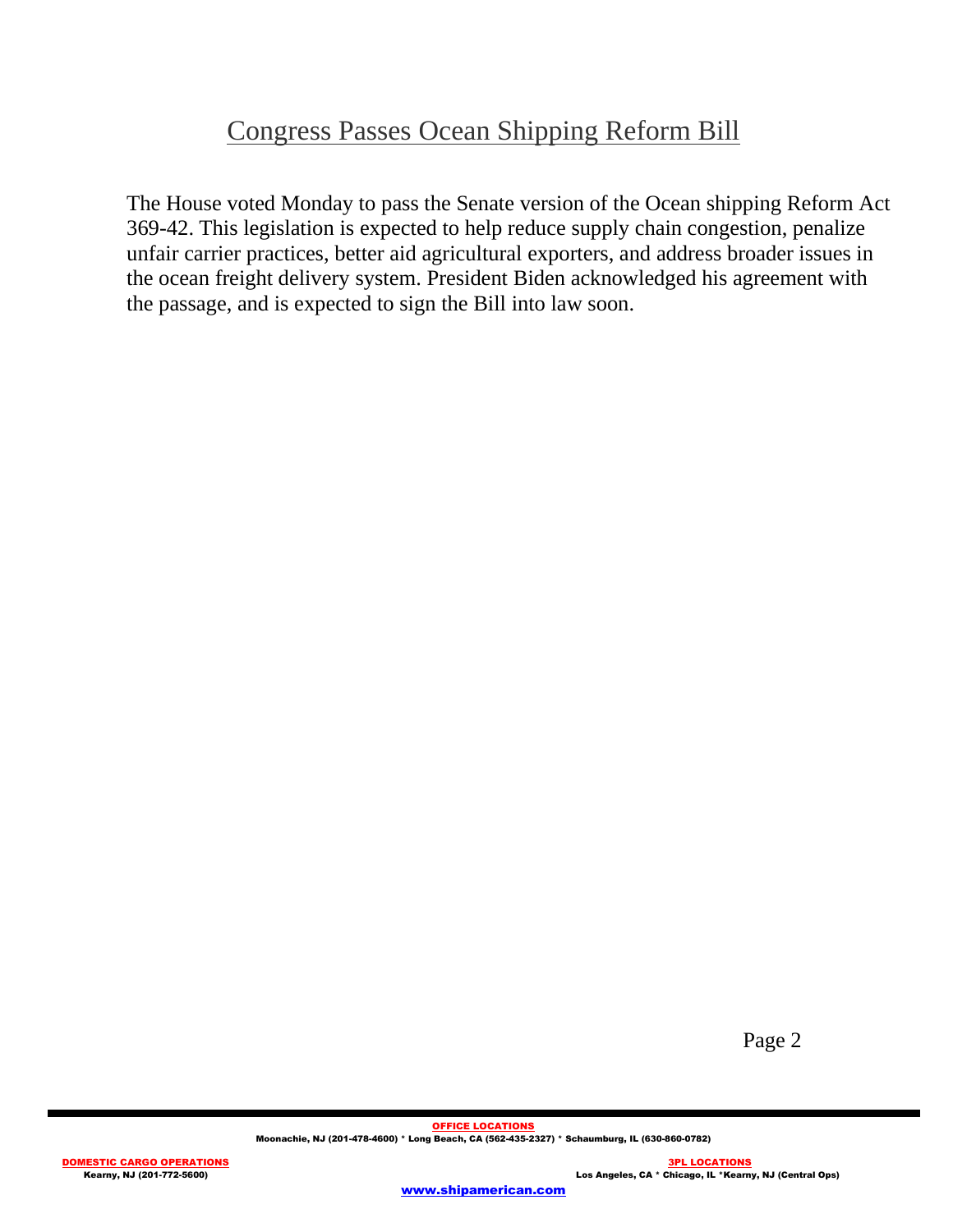# Congress Passes Ocean Shipping Reform Bill

The House voted Monday to pass the Senate version of the Ocean shipping Reform Act 369-42. This legislation is expected to help reduce supply chain congestion, penalize unfair carrier practices, better aid agricultural exporters, and address broader issues in the ocean freight delivery system. President Biden acknowledged his agreement with the passage, and is expected to sign the Bill into law soon.